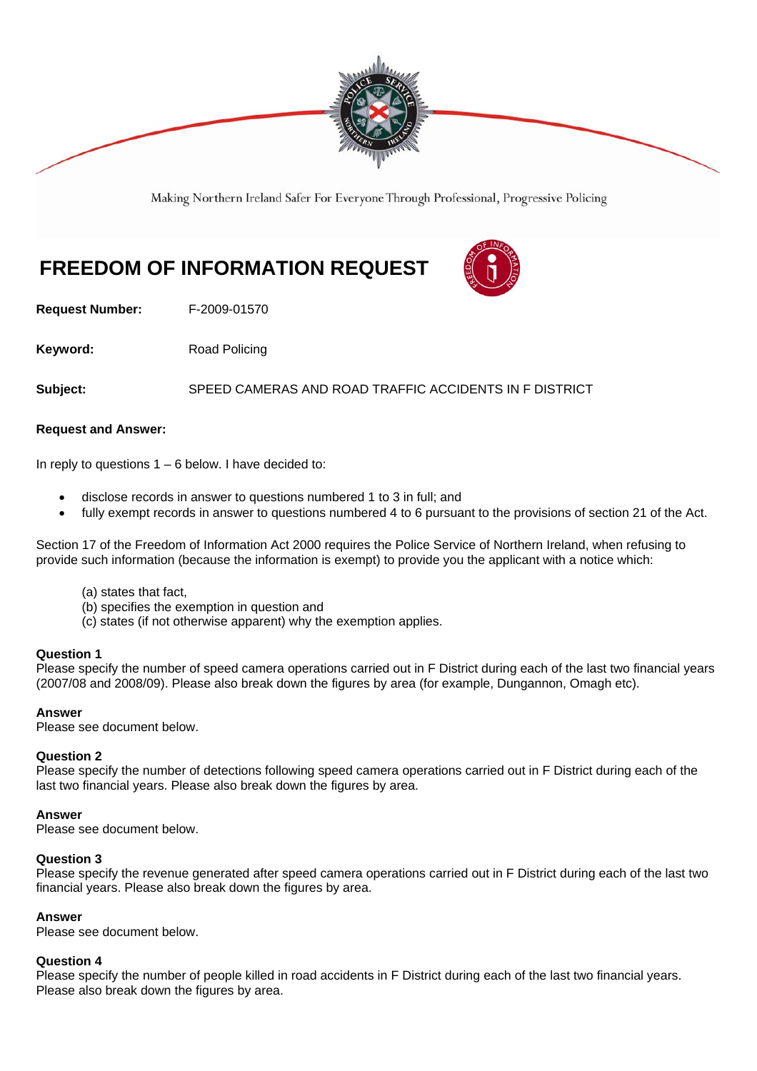Making Northern Ireland Safer For Everyone Through Professional, Progressive Policing

# FREEDOM OF INFORMATION REQUEST

**Request Number:** F-2009-01570

**Keyword:** Road Policing

**Subject:** SPEED CAMERAS AND ROAD TRAFFIC ACCIDENTS IN F DISTRICT

**Request and Answer:**

In reply to questions 1 – 6 below. I have decided to:

- disclose records in answer to questions numbered 1 to 3 in full; and
- fully exempt records in answer to questions numbered 4 to 6 pursuant to the provisions of section 21 of the Act.

Section 17 of the Freedom of Information Act 2000 requires the Police Service of Northern Ireland, when refusing to provide such information (because the information is exempt) to provide you the applicant with a notice which:

(a) states that fact,
(b) specifies the exemption in question and
(c) states (if not otherwise apparent) why the exemption applies.

**Question 1**
Please specify the number of speed camera operations carried out in F District during each of the last two financial years (2007/08 and 2008/09). Please also break down the figures by area (for example, Dungannon, Omagh etc).

**Answer**
Please see document below.

**Question 2**
Please specify the number of detections following speed camera operations carried out in F District during each of the last two financial years. Please also break down the figures by area.

**Answer**
Please see document below.

**Question 3**
Please specify the revenue generated after speed camera operations carried out in F District during each of the last two financial years. Please also break down the figures by area.

**Answer**
Please see document below.

**Question 4**
Please specify the number of people killed in road accidents in F District during each of the last two financial years. Please also break down the figures by area.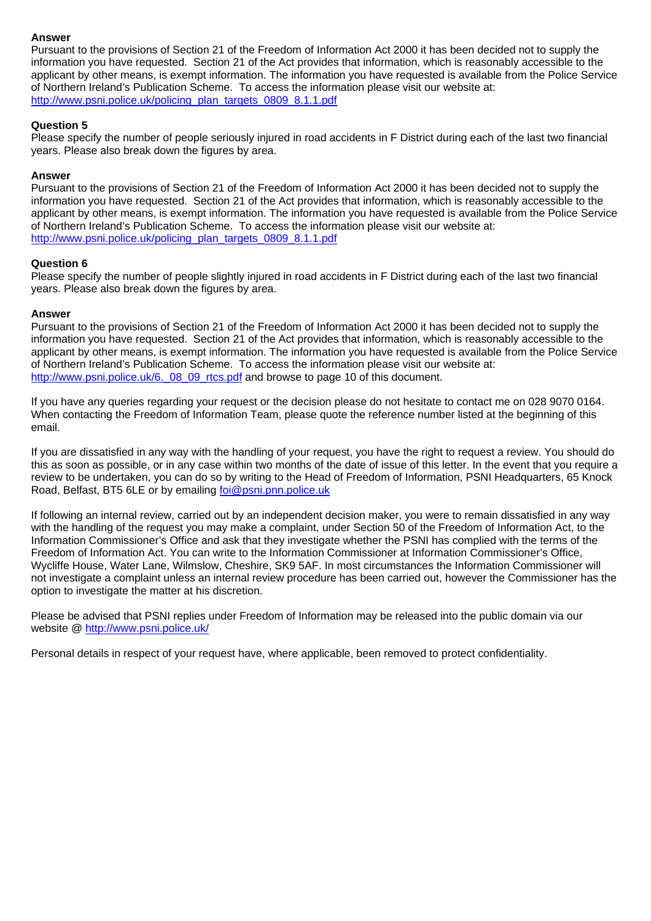**Answer**
Pursuant to the provisions of Section 21 of the Freedom of Information Act 2000 it has been decided not to supply the information you have requested. Section 21 of the Act provides that information, which is reasonably accessible to the applicant by other means, is exempt information. The information you have requested is available from the Police Service of Northern Ireland's Publication Scheme. To access the information please visit our website at: http://www.psni.police.uk/policing_plan_targets_0809_8.1.1.pdf

**Question 5**
Please specify the number of people seriously injured in road accidents in F District during each of the last two financial years. Please also break down the figures by area.

**Answer**
Pursuant to the provisions of Section 21 of the Freedom of Information Act 2000 it has been decided not to supply the information you have requested. Section 21 of the Act provides that information, which is reasonably accessible to the applicant by other means, is exempt information. The information you have requested is available from the Police Service of Northern Ireland's Publication Scheme. To access the information please visit our website at: http://www.psni.police.uk/policing_plan_targets_0809_8.1.1.pdf

**Question 6**
Please specify the number of people slightly injured in road accidents in F District during each of the last two financial years. Please also break down the figures by area.

**Answer**
Pursuant to the provisions of Section 21 of the Freedom of Information Act 2000 it has been decided not to supply the information you have requested. Section 21 of the Act provides that information, which is reasonably accessible to the applicant by other means, is exempt information. The information you have requested is available from the Police Service of Northern Ireland's Publication Scheme. To access the information please visit our website at: http://www.psni.police.uk/6._08_09_rtcs.pdf and browse to page 10 of this document.

If you have any queries regarding your request or the decision please do not hesitate to contact me on 028 9070 0164. When contacting the Freedom of Information Team, please quote the reference number listed at the beginning of this email.

If you are dissatisfied in any way with the handling of your request, you have the right to request a review. You should do this as soon as possible, or in any case within two months of the date of issue of this letter. In the event that you require a review to be undertaken, you can do so by writing to the Head of Freedom of Information, PSNI Headquarters, 65 Knock Road, Belfast, BT5 6LE or by emailing foi@psni.pnn.police.uk

If following an internal review, carried out by an independent decision maker, you were to remain dissatisfied in any way with the handling of the request you may make a complaint, under Section 50 of the Freedom of Information Act, to the Information Commissioner's Office and ask that they investigate whether the PSNI has complied with the terms of the Freedom of Information Act. You can write to the Information Commissioner at Information Commissioner's Office, Wycliffe House, Water Lane, Wilmslow, Cheshire, SK9 5AF. In most circumstances the Information Commissioner will not investigate a complaint unless an internal review procedure has been carried out, however the Commissioner has the option to investigate the matter at his discretion.

Please be advised that PSNI replies under Freedom of Information may be released into the public domain via our website @ http://www.psni.police.uk/

Personal details in respect of your request have, where applicable, been removed to protect confidentiality.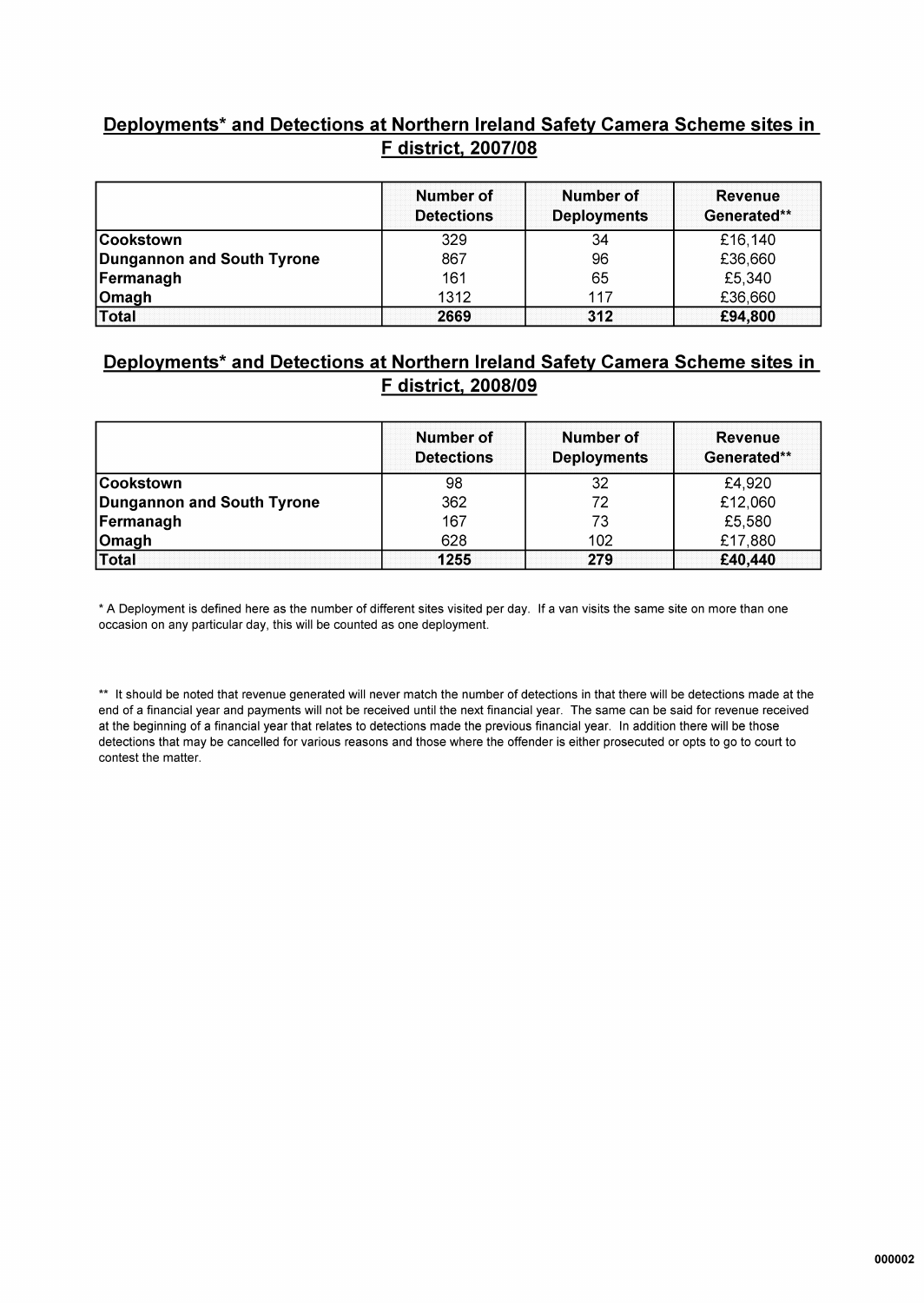## Deployments* and Detections at Northern Ireland Safety Camera Scheme sites in F district, 2007/08

| | Number of Detections | Number of Deployments | Revenue Generated** |
|---|---|---|---|
| **Cookstown** | 329 | 34 | £16,140 |
| **Dungannon and South Tyrone** | 867 | 96 | £36,660 |
| **Fermanagh** | 161 | 65 | £5,340 |
| **Omagh** | 1312 | 117 | £36,660 |
| **Total** | **2669** | **312** | **£94,800** |

## Deployments* and Detections at Northern Ireland Safety Camera Scheme sites in F district, 2008/09

| | Number of Detections | Number of Deployments | Revenue Generated** |
|---|---|---|---|
| **Cookstown** | 98 | 32 | £4,920 |
| **Dungannon and South Tyrone** | 362 | 72 | £12,060 |
| **Fermanagh** | 167 | 73 | £5,580 |
| **Omagh** | 628 | 102 | £17,880 |
| **Total** | **1255** | **279** | **£40,440** |

* A Deployment is defined here as the number of different sites visited per day. If a van visits the same site on more than one occasion on any particular day, this will be counted as one deployment.

** It should be noted that revenue generated will never match the number of detections in that there will be detections made at the end of a financial year and payments will not be received until the next financial year. The same can be said for revenue received at the beginning of a financial year that relates to detections made the previous financial year. In addition there will be those detections that may be cancelled for various reasons and those where the offender is either prosecuted or opts to go to court to contest the matter.